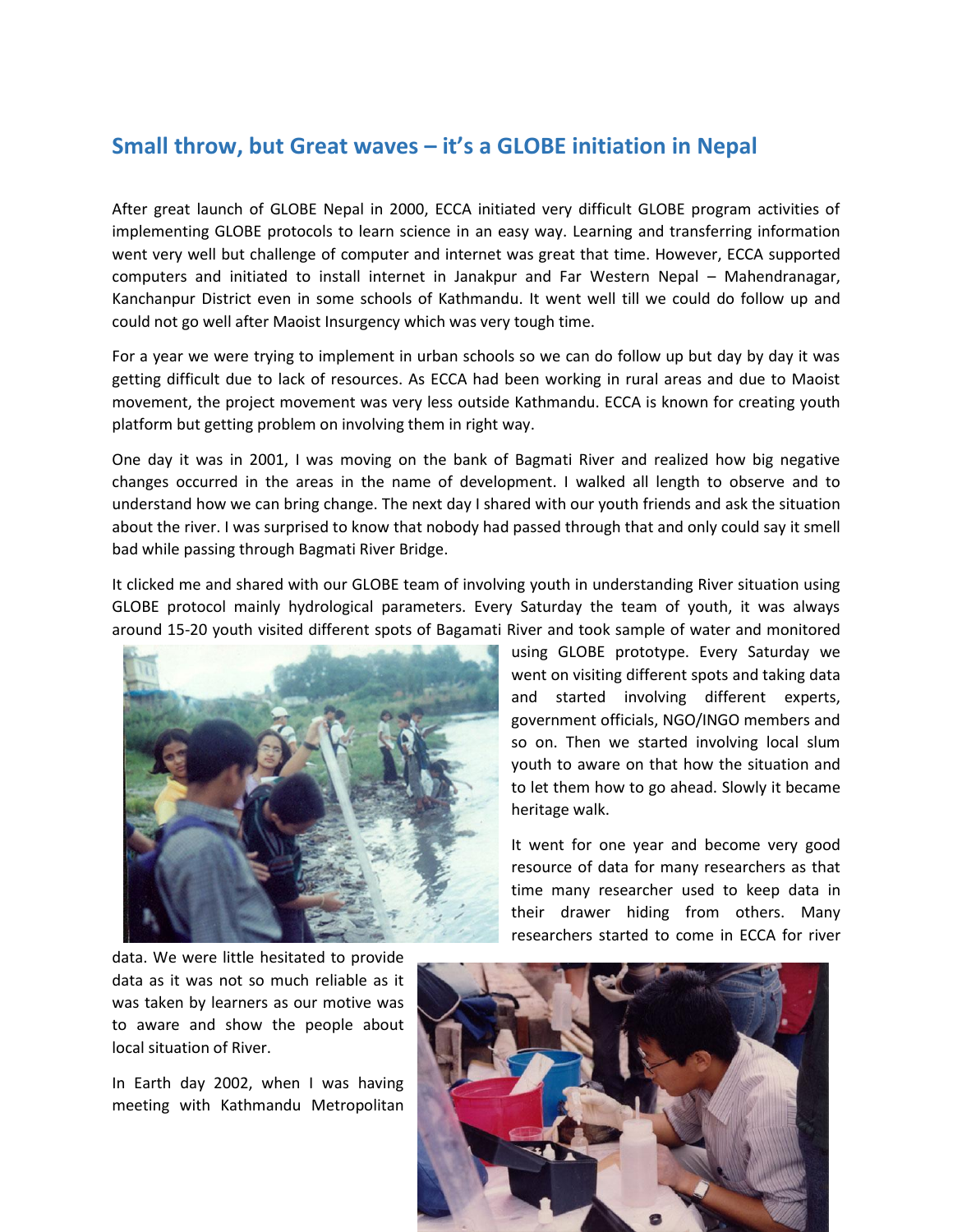## Small throw, but Great waves – it's a GLOBE initiation in Nepal

After great launch of GLOBE Nepal in 2000, ECCA initiated very difficult GLOBE program activities of implementing GLOBE protocols to learn science in an easy way. Learning and transferring information went very well but challenge of computer and internet was great that time. However, ECCA supported computers and initiated to install internet in Janakpur and Far Western Nepal – Mahendranagar, Kanchanpur District even in some schools of Kathmandu. It went well till we could do follow up and could not go well after Maoist Insurgency which was very tough time.

For a year we were trying to implement in urban schools so we can do follow up but day by day it was getting difficult due to lack of resources. As ECCA had been working in rural areas and due to Maoist movement, the project movement was very less outside Kathmandu. ECCA is known for creating youth platform but getting problem on involving them in right way.

One day it was in 2001, I was moving on the bank of Bagmati River and realized how big negative changes occurred in the areas in the name of development. I walked all length to observe and to understand how we can bring change. The next day I shared with our youth friends and ask the situation about the river. I was surprised to know that nobody had passed through that and only could say it smell bad while passing through Bagmati River Bridge.

It clicked me and shared with our GLOBE team of involving youth in understanding River situation using GLOBE protocol mainly hydrological parameters. Every Saturday the team of youth, it was always around 15-20 youth visited different spots of Bagamati River and took sample of water and monitored using GLOBE prototype. Every Saturday we went on visiting different spots and taking data and started involving different experts, government officials, NGO/INGO members and so on. Then we started involving local slum youth to aware on that how the situation and to let them how to go ahead. Slowly it became heritage walk.

It went for one year and become very good resource of data for many researchers as that time many researcher used to keep data in their drawer hiding from others. Many researchers started to come in ECCA for river data. We were little hesitated to provide data as it was not so much reliable as it was taken by learners as our motive was to aware and show the people about local situation of River.

In Earth day 2002, when I was having meeting with Kathmandu Metropolitan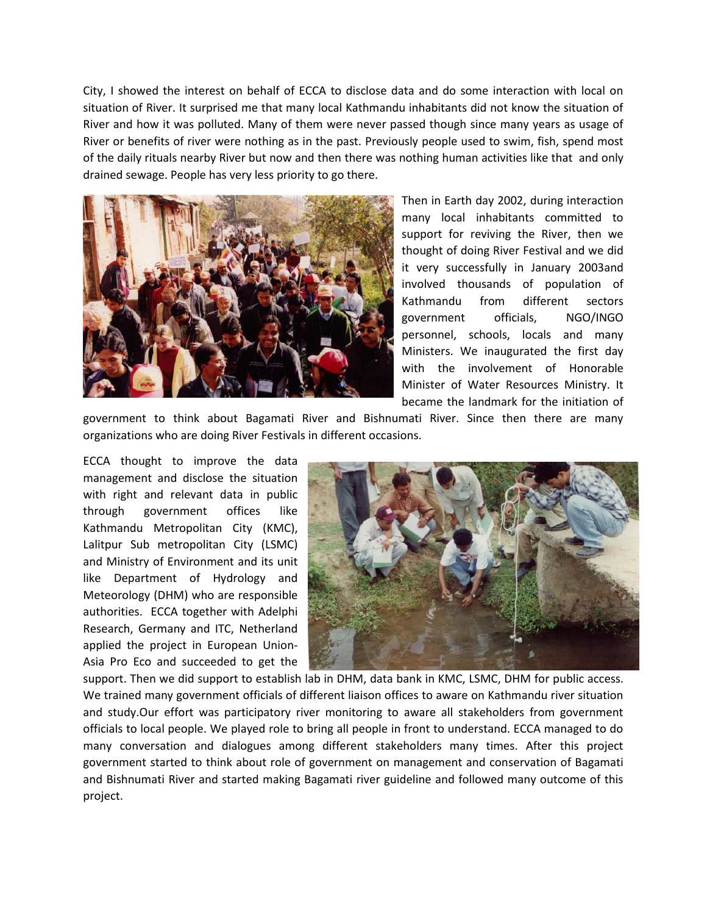City, I showed the interest on behalf of ECCA to disclose data and do some interaction with local on situation of River. It surprised me that many local Kathmandu inhabitants did not know the situation of River and how it was polluted. Many of them were never passed though since many years as usage of River or benefits of river were nothing as in the past. Previously people used to swim, fish, spend most of the daily rituals nearby River but now and then there was nothing human activities like that and only drained sewage. People has very less priority to go there.

Then in Earth day 2002, during interaction many local inhabitants committed to support for reviving the River, then we thought of doing River Festival and we did it very successfully in January 2003and involved thousands of population of Kathmandu from different sectors government officials, NGO/INGO personnel, schools, locals and many Ministers. We inaugurated the first day with the involvement of Honorable Minister of Water Resources Ministry. It became the landmark for the initiation of government to think about Bagamati River and Bishnumati River. Since then there are many organizations who are doing River Festivals in different occasions.

ECCA thought to improve the data management and disclose the situation with right and relevant data in public through government offices like Kathmandu Metropolitan City (KMC), Lalitpur Sub metropolitan City (LSMC) and Ministry of Environment and its unit like Department of Hydrology and Meteorology (DHM) who are responsible authorities. ECCA together with Adelphi Research, Germany and ITC, Netherland applied the project in European Union-Asia Pro Eco and succeeded to get the support. Then we did support to establish lab in DHM, data bank in KMC, LSMC, DHM for public access. We trained many government officials of different liaison offices to aware on Kathmandu river situation and study.Our effort was participatory river monitoring to aware all stakeholders from government officials to local people. We played role to bring all people in front to understand. ECCA managed to do many conversation and dialogues among different stakeholders many times. After this project government started to think about role of government on management and conservation of Bagamati and Bishnumati River and started making Bagamati river guideline and followed many outcome of this project.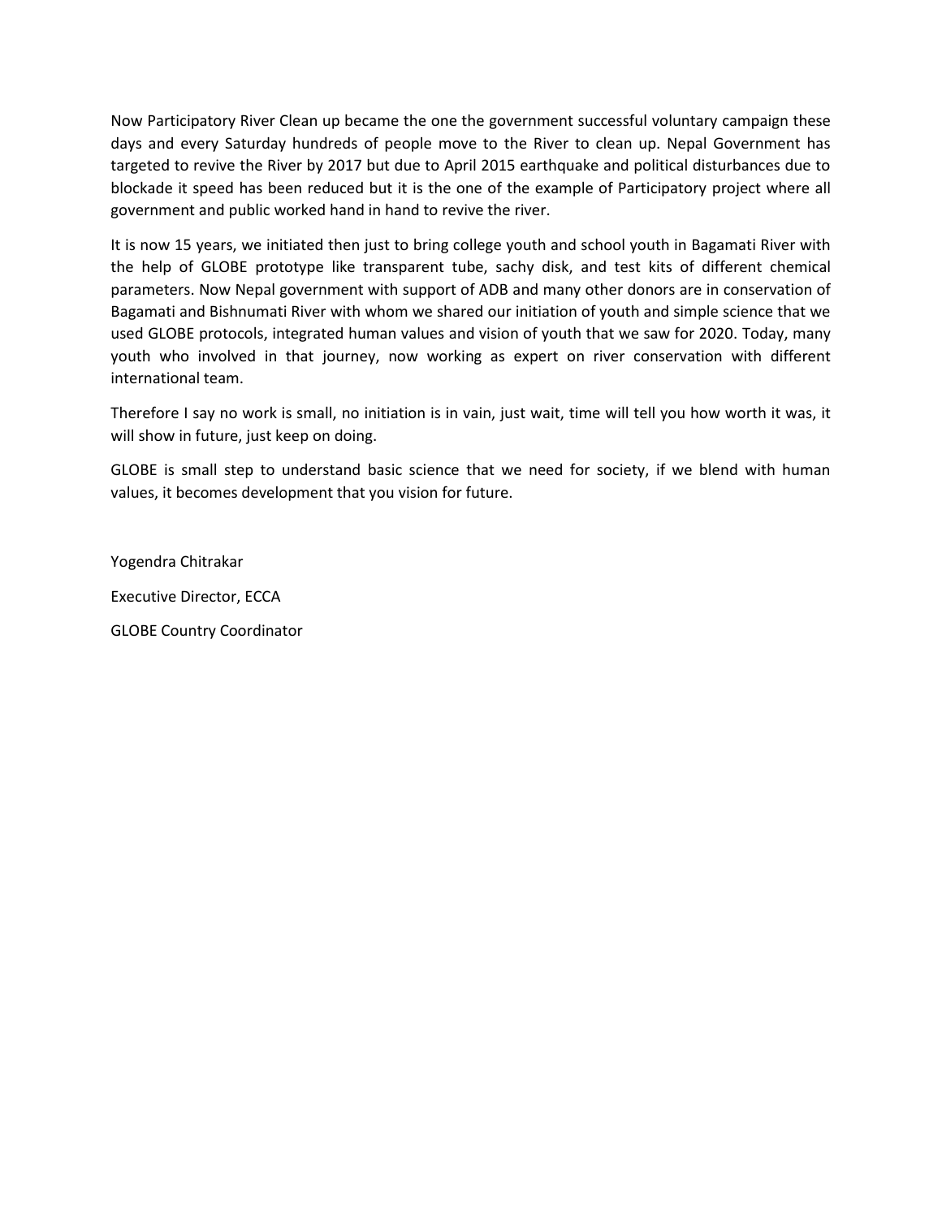Now Participatory River Clean up became the one the government successful voluntary campaign these days and every Saturday hundreds of people move to the River to clean up. Nepal Government has targeted to revive the River by 2017 but due to April 2015 earthquake and political disturbances due to blockade it speed has been reduced but it is the one of the example of Participatory project where all government and public worked hand in hand to revive the river.

It is now 15 years, we initiated then just to bring college youth and school youth in Bagamati River with the help of GLOBE prototype like transparent tube, sachy disk, and test kits of different chemical parameters. Now Nepal government with support of ADB and many other donors are in conservation of Bagamati and Bishnumati River with whom we shared our initiation of youth and simple science that we used GLOBE protocols, integrated human values and vision of youth that we saw for 2020. Today, many youth who involved in that journey, now working as expert on river conservation with different international team.

Therefore I say no work is small, no initiation is in vain, just wait, time will tell you how worth it was, it will show in future, just keep on doing.

GLOBE is small step to understand basic science that we need for society, if we blend with human values, it becomes development that you vision for future.

Yogendra Chitrakar

Executive Director, ECCA

GLOBE Country Coordinator